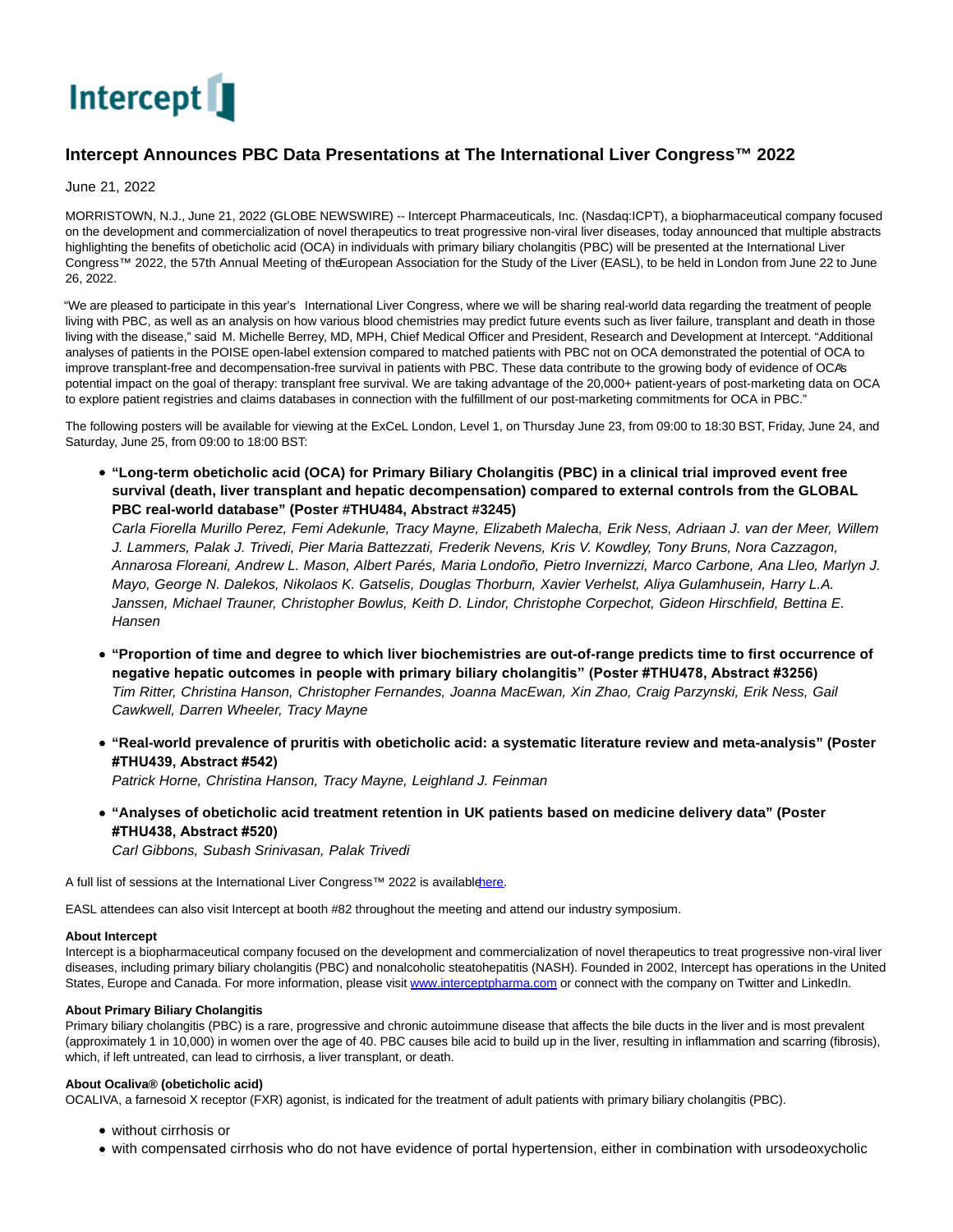Intercept

# Intercept Announces PBC Data Presentations at The International Liver Congress™ 2022

June 21, 2022

MORRISTOWN, N.J., June 21, 2022 (GLOBE NEWSWIRE) -- Intercept Pharmaceuticals, Inc. (Nasdaq:ICPT), a biopharmaceutical company focused on the development and commercialization of novel therapeutics to treat progressive non-viral liver diseases, today announced that multiple abstracts highlighting the benefits of obeticholic acid (OCA) in individuals with primary biliary cholangitis (PBC) will be presented at the International Liver Congress™ 2022, the 57th Annual Meeting of the European Association for the Study of the Liver (EASL), to be held in London from June 22 to June 26, 2022.

"We are pleased to participate in this year's International Liver Congress, where we will be sharing real-world data regarding the treatment of people living with PBC, as well as an analysis on how various blood chemistries may predict future events such as liver failure, transplant and death in those living with the disease," said M. Michelle Berrey, MD, MPH, Chief Medical Officer and President, Research and Development at Intercept. "Additional analyses of patients in the POISE open-label extension compared to matched patients with PBC not on OCA demonstrated the potential of OCA to improve transplant-free and decompensation-free survival in patients with PBC. These data contribute to the growing body of evidence of OCA's potential impact on the goal of therapy: transplant free survival. We are taking advantage of the 20,000+ patient-years of post-marketing data on OCA to explore patient registries and claims databases in connection with the fulfillment of our post-marketing commitments for OCA in PBC."

The following posters will be available for viewing at the ExCeL London, Level 1, on Thursday June 23, from 09:00 to 18:30 BST, Friday, June 24, and Saturday, June 25, from 09:00 to 18:00 BST:

- **"Long-term obeticholic acid (OCA) for Primary Biliary Cholangitis (PBC) in a clinical trial improved event free survival (death, liver transplant and hepatic decompensation) compared to external controls from the GLOBAL PBC real-world database" (Poster #THU484, Abstract #3245)**
  *Carla Fiorella Murillo Perez, Femi Adekunle, Tracy Mayne, Elizabeth Malecha, Erik Ness, Adriaan J. van der Meer, Willem J. Lammers, Palak J. Trivedi, Pier Maria Battezzati, Frederik Nevens, Kris V. Kowdley, Tony Bruns, Nora Cazzagon, Annarosa Floreani, Andrew L. Mason, Albert Parés, Maria Londoño, Pietro Invernizzi, Marco Carbone, Ana Lleo, Marlyn J. Mayo, George N. Dalekos, Nikolaos K. Gatselis, Douglas Thorburn, Xavier Verhelst, Aliya Gulamhusein, Harry L.A. Janssen, Michael Trauner, Christopher Bowlus, Keith D. Lindor, Christophe Corpechot, Gideon Hirschfield, Bettina E. Hansen*

- **"Proportion of time and degree to which liver biochemistries are out-of-range predicts time to first occurrence of negative hepatic outcomes in people with primary biliary cholangitis" (Poster #THU478, Abstract #3256)**
  *Tim Ritter, Christina Hanson, Christopher Fernandes, Joanna MacEwan, Xin Zhao, Craig Parzynski, Erik Ness, Gail Cawkwell, Darren Wheeler, Tracy Mayne*

- **"Real-world prevalence of pruritis with obeticholic acid: a systematic literature review and meta-analysis" (Poster #THU439, Abstract #542)**
  *Patrick Horne, Christina Hanson, Tracy Mayne, Leighland J. Feinman*

- **"Analyses of obeticholic acid treatment retention in UK patients based on medicine delivery data" (Poster #THU438, Abstract #520)**
  *Carl Gibbons, Subash Srinivasan, Palak Trivedi*

A full list of sessions at the International Liver Congress™ 2022 is available here.

EASL attendees can also visit Intercept at booth #82 throughout the meeting and attend our industry symposium.

**About Intercept**
Intercept is a biopharmaceutical company focused on the development and commercialization of novel therapeutics to treat progressive non-viral liver diseases, including primary biliary cholangitis (PBC) and nonalcoholic steatohepatitis (NASH). Founded in 2002, Intercept has operations in the United States, Europe and Canada. For more information, please visit www.interceptpharma.com or connect with the company on Twitter and LinkedIn.

**About Primary Biliary Cholangitis**
Primary biliary cholangitis (PBC) is a rare, progressive and chronic autoimmune disease that affects the bile ducts in the liver and is most prevalent (approximately 1 in 10,000) in women over the age of 40. PBC causes bile acid to build up in the liver, resulting in inflammation and scarring (fibrosis), which, if left untreated, can lead to cirrhosis, a liver transplant, or death.

**About Ocaliva® (obeticholic acid)**
OCALIVA, a farnesoid X receptor (FXR) agonist, is indicated for the treatment of adult patients with primary biliary cholangitis (PBC).

- without cirrhosis or
- with compensated cirrhosis who do not have evidence of portal hypertension, either in combination with ursodeoxycholic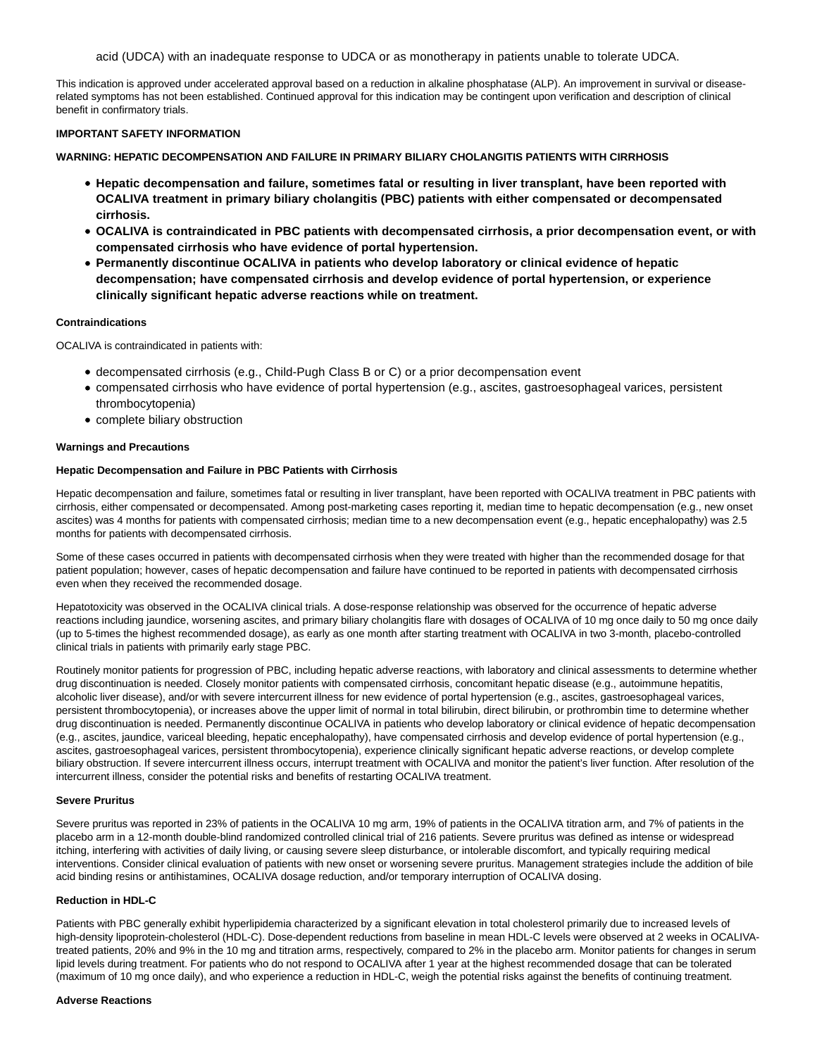acid (UDCA) with an inadequate response to UDCA or as monotherapy in patients unable to tolerate UDCA.

This indication is approved under accelerated approval based on a reduction in alkaline phosphatase (ALP). An improvement in survival or disease-related symptoms has not been established. Continued approval for this indication may be contingent upon verification and description of clinical benefit in confirmatory trials.

**IMPORTANT SAFETY INFORMATION**

**WARNING: HEPATIC DECOMPENSATION AND FAILURE IN PRIMARY BILIARY CHOLANGITIS PATIENTS WITH CIRRHOSIS**

- **Hepatic decompensation and failure, sometimes fatal or resulting in liver transplant, have been reported with OCALIVA treatment in primary biliary cholangitis (PBC) patients with either compensated or decompensated cirrhosis.**
- **OCALIVA is contraindicated in PBC patients with decompensated cirrhosis, a prior decompensation event, or with compensated cirrhosis who have evidence of portal hypertension.**
- **Permanently discontinue OCALIVA in patients who develop laboratory or clinical evidence of hepatic decompensation; have compensated cirrhosis and develop evidence of portal hypertension, or experience clinically significant hepatic adverse reactions while on treatment.**

**Contraindications**

OCALIVA is contraindicated in patients with:

- decompensated cirrhosis (e.g., Child-Pugh Class B or C) or a prior decompensation event
- compensated cirrhosis who have evidence of portal hypertension (e.g., ascites, gastroesophageal varices, persistent thrombocytopenia)
- complete biliary obstruction

**Warnings and Precautions**

**Hepatic Decompensation and Failure in PBC Patients with Cirrhosis**

Hepatic decompensation and failure, sometimes fatal or resulting in liver transplant, have been reported with OCALIVA treatment in PBC patients with cirrhosis, either compensated or decompensated. Among post-marketing cases reporting it, median time to hepatic decompensation (e.g., new onset ascites) was 4 months for patients with compensated cirrhosis; median time to a new decompensation event (e.g., hepatic encephalopathy) was 2.5 months for patients with decompensated cirrhosis.

Some of these cases occurred in patients with decompensated cirrhosis when they were treated with higher than the recommended dosage for that patient population; however, cases of hepatic decompensation and failure have continued to be reported in patients with decompensated cirrhosis even when they received the recommended dosage.

Hepatotoxicity was observed in the OCALIVA clinical trials. A dose-response relationship was observed for the occurrence of hepatic adverse reactions including jaundice, worsening ascites, and primary biliary cholangitis flare with dosages of OCALIVA of 10 mg once daily to 50 mg once daily (up to 5-times the highest recommended dosage), as early as one month after starting treatment with OCALIVA in two 3-month, placebo-controlled clinical trials in patients with primarily early stage PBC.

Routinely monitor patients for progression of PBC, including hepatic adverse reactions, with laboratory and clinical assessments to determine whether drug discontinuation is needed. Closely monitor patients with compensated cirrhosis, concomitant hepatic disease (e.g., autoimmune hepatitis, alcoholic liver disease), and/or with severe intercurrent illness for new evidence of portal hypertension (e.g., ascites, gastroesophageal varices, persistent thrombocytopenia), or increases above the upper limit of normal in total bilirubin, direct bilirubin, or prothrombin time to determine whether drug discontinuation is needed. Permanently discontinue OCALIVA in patients who develop laboratory or clinical evidence of hepatic decompensation (e.g., ascites, jaundice, variceal bleeding, hepatic encephalopathy), have compensated cirrhosis and develop evidence of portal hypertension (e.g., ascites, gastroesophageal varices, persistent thrombocytopenia), experience clinically significant hepatic adverse reactions, or develop complete biliary obstruction. If severe intercurrent illness occurs, interrupt treatment with OCALIVA and monitor the patient's liver function. After resolution of the intercurrent illness, consider the potential risks and benefits of restarting OCALIVA treatment.

**Severe Pruritus**

Severe pruritus was reported in 23% of patients in the OCALIVA 10 mg arm, 19% of patients in the OCALIVA titration arm, and 7% of patients in the placebo arm in a 12-month double-blind randomized controlled clinical trial of 216 patients. Severe pruritus was defined as intense or widespread itching, interfering with activities of daily living, or causing severe sleep disturbance, or intolerable discomfort, and typically requiring medical interventions. Consider clinical evaluation of patients with new onset or worsening severe pruritus. Management strategies include the addition of bile acid binding resins or antihistamines, OCALIVA dosage reduction, and/or temporary interruption of OCALIVA dosing.

**Reduction in HDL-C**

Patients with PBC generally exhibit hyperlipidemia characterized by a significant elevation in total cholesterol primarily due to increased levels of high-density lipoprotein-cholesterol (HDL-C). Dose-dependent reductions from baseline in mean HDL-C levels were observed at 2 weeks in OCALIVA-treated patients, 20% and 9% in the 10 mg and titration arms, respectively, compared to 2% in the placebo arm. Monitor patients for changes in serum lipid levels during treatment. For patients who do not respond to OCALIVA after 1 year at the highest recommended dosage that can be tolerated (maximum of 10 mg once daily), and who experience a reduction in HDL-C, weigh the potential risks against the benefits of continuing treatment.

**Adverse Reactions**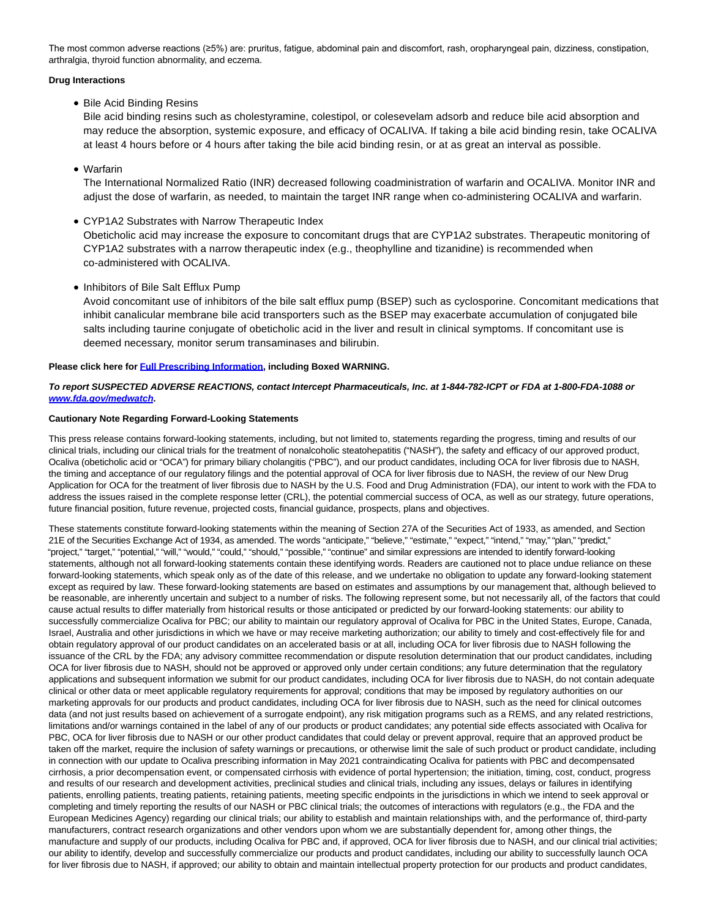The most common adverse reactions (≥5%) are: pruritus, fatigue, abdominal pain and discomfort, rash, oropharyngeal pain, dizziness, constipation, arthralgia, thyroid function abnormality, and eczema.

**Drug Interactions**

- Bile Acid Binding Resins
  Bile acid binding resins such as cholestyramine, colestipol, or colesevelam adsorb and reduce bile acid absorption and may reduce the absorption, systemic exposure, and efficacy of OCALIVA. If taking a bile acid binding resin, take OCALIVA at least 4 hours before or 4 hours after taking the bile acid binding resin, or at as great an interval as possible.
- Warfarin
  The International Normalized Ratio (INR) decreased following coadministration of warfarin and OCALIVA. Monitor INR and adjust the dose of warfarin, as needed, to maintain the target INR range when co-administering OCALIVA and warfarin.
- CYP1A2 Substrates with Narrow Therapeutic Index
  Obeticholic acid may increase the exposure to concomitant drugs that are CYP1A2 substrates. Therapeutic monitoring of CYP1A2 substrates with a narrow therapeutic index (e.g., theophylline and tizanidine) is recommended when co-administered with OCALIVA.
- Inhibitors of Bile Salt Efflux Pump
  Avoid concomitant use of inhibitors of the bile salt efflux pump (BSEP) such as cyclosporine. Concomitant medications that inhibit canalicular membrane bile acid transporters such as the BSEP may exacerbate accumulation of conjugated bile salts including taurine conjugate of obeticholic acid in the liver and result in clinical symptoms. If concomitant use is deemed necessary, monitor serum transaminases and bilirubin.

**Please click here for Full Prescribing Information, including Boxed WARNING.**

***To report SUSPECTED ADVERSE REACTIONS, contact Intercept Pharmaceuticals, Inc. at 1-844-782-ICPT or FDA at 1-800-FDA-1088 or www.fda.gov/medwatch.***

**Cautionary Note Regarding Forward-Looking Statements**

This press release contains forward-looking statements, including, but not limited to, statements regarding the progress, timing and results of our clinical trials, including our clinical trials for the treatment of nonalcoholic steatohepatitis ("NASH"), the safety and efficacy of our approved product, Ocaliva (obeticholic acid or "OCA") for primary biliary cholangitis ("PBC"), and our product candidates, including OCA for liver fibrosis due to NASH, the timing and acceptance of our regulatory filings and the potential approval of OCA for liver fibrosis due to NASH, the review of our New Drug Application for OCA for the treatment of liver fibrosis due to NASH by the U.S. Food and Drug Administration (FDA), our intent to work with the FDA to address the issues raised in the complete response letter (CRL), the potential commercial success of OCA, as well as our strategy, future operations, future financial position, future revenue, projected costs, financial guidance, prospects, plans and objectives.

These statements constitute forward-looking statements within the meaning of Section 27A of the Securities Act of 1933, as amended, and Section 21E of the Securities Exchange Act of 1934, as amended. The words "anticipate," "believe," "estimate," "expect," "intend," "may," "plan," "predict," "project," "target," "potential," "will," "would," "could," "should," "possible," "continue" and similar expressions are intended to identify forward-looking statements, although not all forward-looking statements contain these identifying words. Readers are cautioned not to place undue reliance on these forward-looking statements, which speak only as of the date of this release, and we undertake no obligation to update any forward-looking statement except as required by law. These forward-looking statements are based on estimates and assumptions by our management that, although believed to be reasonable, are inherently uncertain and subject to a number of risks. The following represent some, but not necessarily all, of the factors that could cause actual results to differ materially from historical results or those anticipated or predicted by our forward-looking statements: our ability to successfully commercialize Ocaliva for PBC; our ability to maintain our regulatory approval of Ocaliva for PBC in the United States, Europe, Canada, Israel, Australia and other jurisdictions in which we have or may receive marketing authorization; our ability to timely and cost-effectively file for and obtain regulatory approval of our product candidates on an accelerated basis or at all, including OCA for liver fibrosis due to NASH following the issuance of the CRL by the FDA; any advisory committee recommendation or dispute resolution determination that our product candidates, including OCA for liver fibrosis due to NASH, should not be approved or approved only under certain conditions; any future determination that the regulatory applications and subsequent information we submit for our product candidates, including OCA for liver fibrosis due to NASH, do not contain adequate clinical or other data or meet applicable regulatory requirements for approval; conditions that may be imposed by regulatory authorities on our marketing approvals for our products and product candidates, including OCA for liver fibrosis due to NASH, such as the need for clinical outcomes data (and not just results based on achievement of a surrogate endpoint), any risk mitigation programs such as a REMS, and any related restrictions, limitations and/or warnings contained in the label of any of our products or product candidates; any potential side effects associated with Ocaliva for PBC, OCA for liver fibrosis due to NASH or our other product candidates that could delay or prevent approval, require that an approved product be taken off the market, require the inclusion of safety warnings or precautions, or otherwise limit the sale of such product or product candidate, including in connection with our update to Ocaliva prescribing information in May 2021 contraindicating Ocaliva for patients with PBC and decompensated cirrhosis, a prior decompensation event, or compensated cirrhosis with evidence of portal hypertension; the initiation, timing, cost, conduct, progress and results of our research and development activities, preclinical studies and clinical trials, including any issues, delays or failures in identifying patients, enrolling patients, treating patients, retaining patients, meeting specific endpoints in the jurisdictions in which we intend to seek approval or completing and timely reporting the results of our NASH or PBC clinical trials; the outcomes of interactions with regulators (e.g., the FDA and the European Medicines Agency) regarding our clinical trials; our ability to establish and maintain relationships with, and the performance of, third-party manufacturers, contract research organizations and other vendors upon whom we are substantially dependent for, among other things, the manufacture and supply of our products, including Ocaliva for PBC and, if approved, OCA for liver fibrosis due to NASH, and our clinical trial activities; our ability to identify, develop and successfully commercialize our products and product candidates, including our ability to successfully launch OCA for liver fibrosis due to NASH, if approved; our ability to obtain and maintain intellectual property protection for our products and product candidates,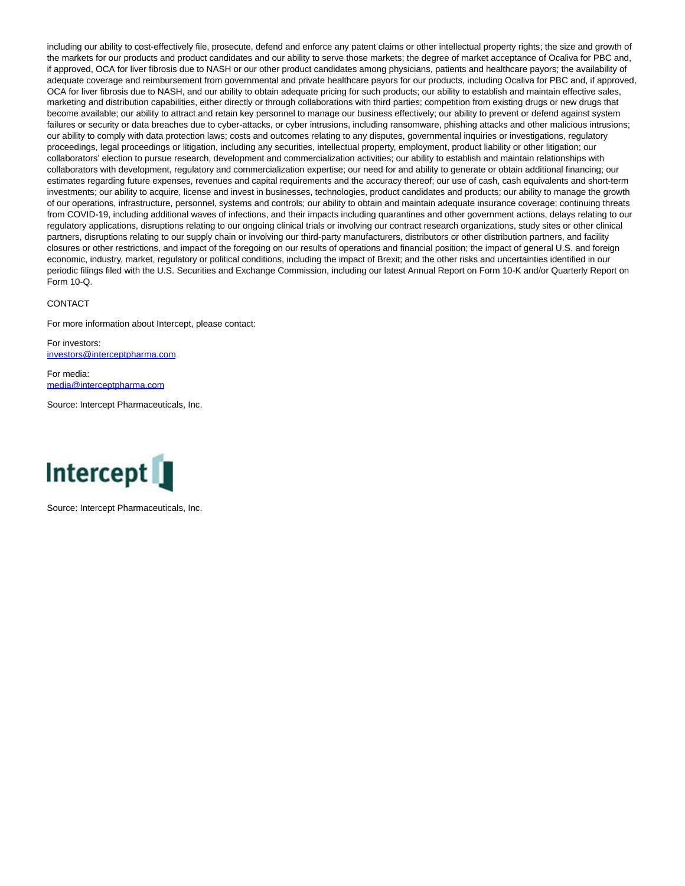including our ability to cost-effectively file, prosecute, defend and enforce any patent claims or other intellectual property rights; the size and growth of the markets for our products and product candidates and our ability to serve those markets; the degree of market acceptance of Ocaliva for PBC and, if approved, OCA for liver fibrosis due to NASH or our other product candidates among physicians, patients and healthcare payors; the availability of adequate coverage and reimbursement from governmental and private healthcare payors for our products, including Ocaliva for PBC and, if approved, OCA for liver fibrosis due to NASH, and our ability to obtain adequate pricing for such products; our ability to establish and maintain effective sales, marketing and distribution capabilities, either directly or through collaborations with third parties; competition from existing drugs or new drugs that become available; our ability to attract and retain key personnel to manage our business effectively; our ability to prevent or defend against system failures or security or data breaches due to cyber-attacks, or cyber intrusions, including ransomware, phishing attacks and other malicious intrusions; our ability to comply with data protection laws; costs and outcomes relating to any disputes, governmental inquiries or investigations, regulatory proceedings, legal proceedings or litigation, including any securities, intellectual property, employment, product liability or other litigation; our collaborators' election to pursue research, development and commercialization activities; our ability to establish and maintain relationships with collaborators with development, regulatory and commercialization expertise; our need for and ability to generate or obtain additional financing; our estimates regarding future expenses, revenues and capital requirements and the accuracy thereof; our use of cash, cash equivalents and short-term investments; our ability to acquire, license and invest in businesses, technologies, product candidates and products; our ability to manage the growth of our operations, infrastructure, personnel, systems and controls; our ability to obtain and maintain adequate insurance coverage; continuing threats from COVID-19, including additional waves of infections, and their impacts including quarantines and other government actions, delays relating to our regulatory applications, disruptions relating to our ongoing clinical trials or involving our contract research organizations, study sites or other clinical partners, disruptions relating to our supply chain or involving our third-party manufacturers, distributors or other distribution partners, and facility closures or other restrictions, and impact of the foregoing on our results of operations and financial position; the impact of general U.S. and foreign economic, industry, market, regulatory or political conditions, including the impact of Brexit; and the other risks and uncertainties identified in our periodic filings filed with the U.S. Securities and Exchange Commission, including our latest Annual Report on Form 10-K and/or Quarterly Report on Form 10-Q.

CONTACT

For more information about Intercept, please contact:

For investors:
investors@interceptpharma.com

For media:
media@interceptpharma.com

Source: Intercept Pharmaceuticals, Inc.

Intercept

Source: Intercept Pharmaceuticals, Inc.